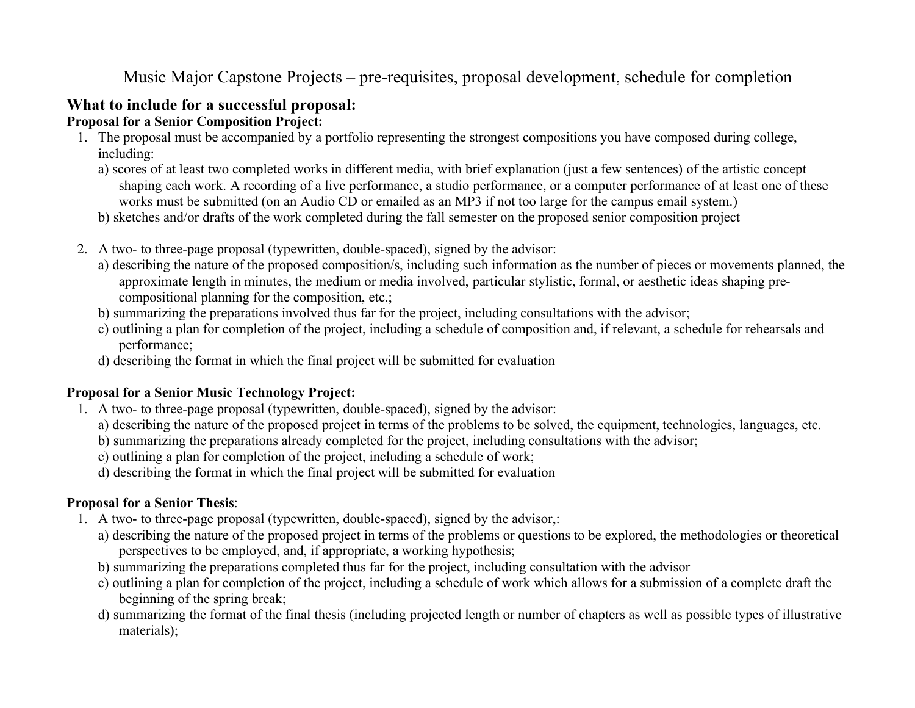# Music Major Capstone Projects – pre-requisites, proposal development, schedule for completion

## What to include for a successful proposal:

### Proposal for a Senior Composition Project:

1. The proposal must be accompanied by a portfolio representing the strongest compositions you have composed during college, including:
   a) scores of at least two completed works in different media, with brief explanation (just a few sentences) of the artistic concept shaping each work. A recording of a live performance, a studio performance, or a computer performance of at least one of these works must be submitted (on an Audio CD or emailed as an MP3 if not too large for the campus email system.)
   b) sketches and/or drafts of the work completed during the fall semester on the proposed senior composition project

2. A two- to three-page proposal (typewritten, double-spaced), signed by the advisor:
   a) describing the nature of the proposed composition/s, including such information as the number of pieces or movements planned, the approximate length in minutes, the medium or media involved, particular stylistic, formal, or aesthetic ideas shaping pre-compositional planning for the composition, etc.;
   b) summarizing the preparations involved thus far for the project, including consultations with the advisor;
   c) outlining a plan for completion of the project, including a schedule of composition and, if relevant, a schedule for rehearsals and performance;
   d) describing the format in which the final project will be submitted for evaluation

### Proposal for a Senior Music Technology Project:

1. A two- to three-page proposal (typewritten, double-spaced), signed by the advisor:
   a) describing the nature of the proposed project in terms of the problems to be solved, the equipment, technologies, languages, etc.
   b) summarizing the preparations already completed for the project, including consultations with the advisor;
   c) outlining a plan for completion of the project, including a schedule of work;
   d) describing the format in which the final project will be submitted for evaluation

### Proposal for a Senior Thesis:

1. A two- to three-page proposal (typewritten, double-spaced), signed by the advisor,:
   a) describing the nature of the proposed project in terms of the problems or questions to be explored, the methodologies or theoretical perspectives to be employed, and, if appropriate, a working hypothesis;
   b) summarizing the preparations completed thus far for the project, including consultation with the advisor
   c) outlining a plan for completion of the project, including a schedule of work which allows for a submission of a complete draft the beginning of the spring break;
   d) summarizing the format of the final thesis (including projected length or number of chapters as well as possible types of illustrative materials);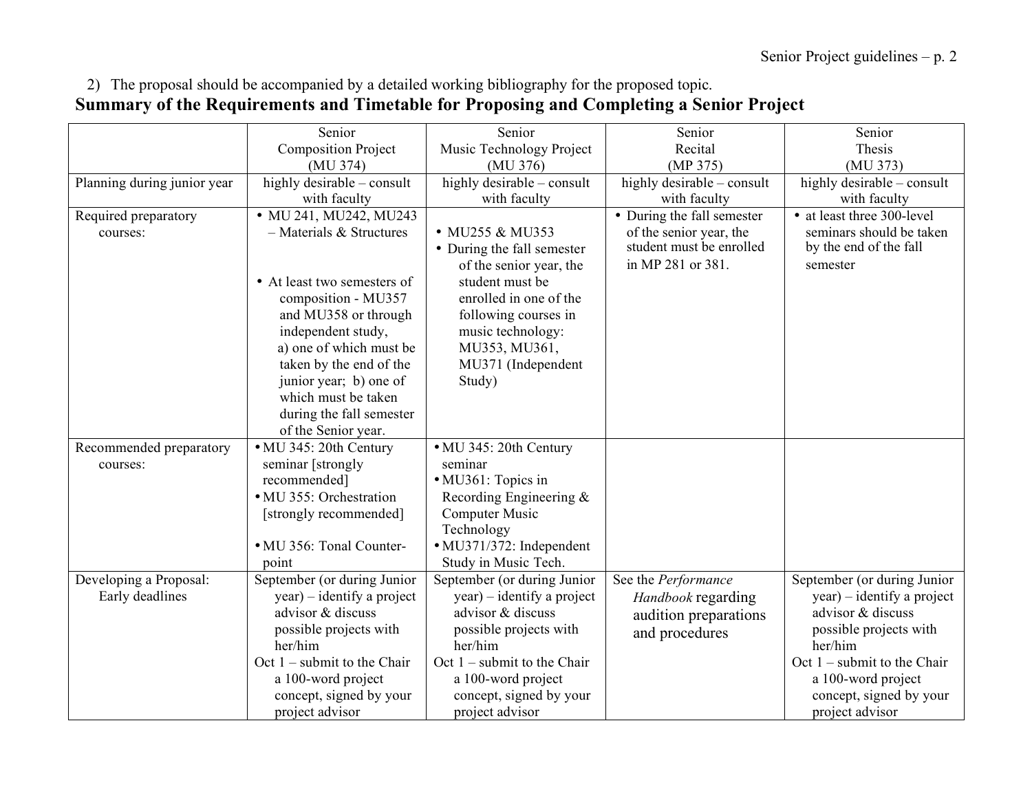2) The proposal should be accompanied by a detailed working bibliography for the proposed topic.

## Summary of the Requirements and Timetable for Proposing and Completing a Senior Project

| | Senior Composition Project (MU 374) | Senior Music Technology Project (MU 376) | Senior Recital (MP 375) | Senior Thesis (MU 373) |
|---|---|---|---|---|
| Planning during junior year | highly desirable – consult with faculty | highly desirable – consult with faculty | highly desirable – consult with faculty | highly desirable – consult with faculty |
| Required preparatory courses: | • MU 241, MU242, MU243 – Materials & Structures<br>• At least two semesters of composition - MU357 and MU358 or through independent study, a) one of which must be taken by the end of the junior year; b) one of which must be taken during the fall semester of the Senior year. | • MU255 & MU353<br>• During the fall semester of the senior year, the student must be enrolled in one of the following courses in music technology: MU353, MU361, MU371 (Independent Study) | • During the fall semester of the senior year, the student must be enrolled in MP 281 or 381. | • at least three 300-level seminars should be taken by the end of the fall semester |
| Recommended preparatory courses: | • MU 345: 20th Century seminar [strongly recommended]<br>• MU 355: Orchestration [strongly recommended]<br>• MU 356: Tonal Counter-point | • MU 345: 20th Century seminar<br>• MU361: Topics in Recording Engineering & Computer Music Technology<br>• MU371/372: Independent Study in Music Tech. | | |
| Developing a Proposal: Early deadlines | September (or during Junior year) – identify a project advisor & discuss possible projects with her/him<br>Oct 1 – submit to the Chair a 100-word project concept, signed by your project advisor | September (or during Junior year) – identify a project advisor & discuss possible projects with her/him<br>Oct 1 – submit to the Chair a 100-word project concept, signed by your project advisor | See the *Performance Handbook* regarding audition preparations and procedures | September (or during Junior year) – identify a project advisor & discuss possible projects with her/him<br>Oct 1 – submit to the Chair a 100-word project concept, signed by your project advisor |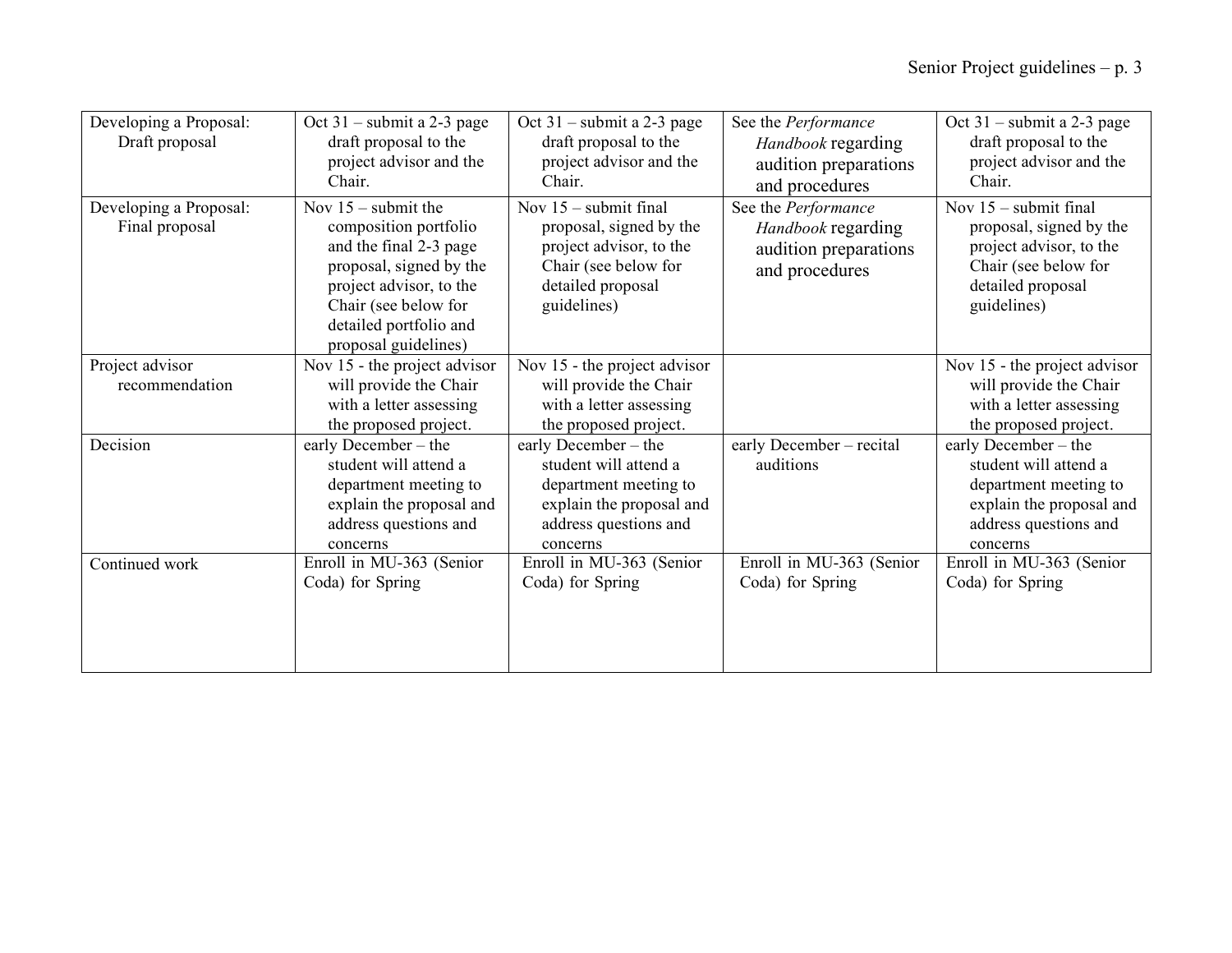| Developing a Proposal: Draft proposal | Oct 31 – submit a 2-3 page draft proposal to the project advisor and the Chair. | Oct 31 – submit a 2-3 page draft proposal to the project advisor and the Chair. | See the *Performance Handbook* regarding audition preparations and procedures | Oct 31 – submit a 2-3 page draft proposal to the project advisor and the Chair. |
|---|---|---|---|---|
| Developing a Proposal: Final proposal | Nov 15 – submit the composition portfolio and the final 2-3 page proposal, signed by the project advisor, to the Chair (see below for detailed portfolio and proposal guidelines) | Nov 15 – submit final proposal, signed by the project advisor, to the Chair (see below for detailed proposal guidelines) | See the *Performance Handbook* regarding audition preparations and procedures | Nov 15 – submit final proposal, signed by the project advisor, to the Chair (see below for detailed proposal guidelines) |
| Project advisor recommendation | Nov 15 - the project advisor will provide the Chair with a letter assessing the proposed project. | Nov 15 - the project advisor will provide the Chair with a letter assessing the proposed project. | | Nov 15 - the project advisor will provide the Chair with a letter assessing the proposed project. |
| Decision | early December – the student will attend a department meeting to explain the proposal and address questions and concerns | early December – the student will attend a department meeting to explain the proposal and address questions and concerns | early December – recital auditions | early December – the student will attend a department meeting to explain the proposal and address questions and concerns |
| Continued work | Enroll in MU-363 (Senior Coda) for Spring | Enroll in MU-363 (Senior Coda) for Spring | Enroll in MU-363 (Senior Coda) for Spring | Enroll in MU-363 (Senior Coda) for Spring |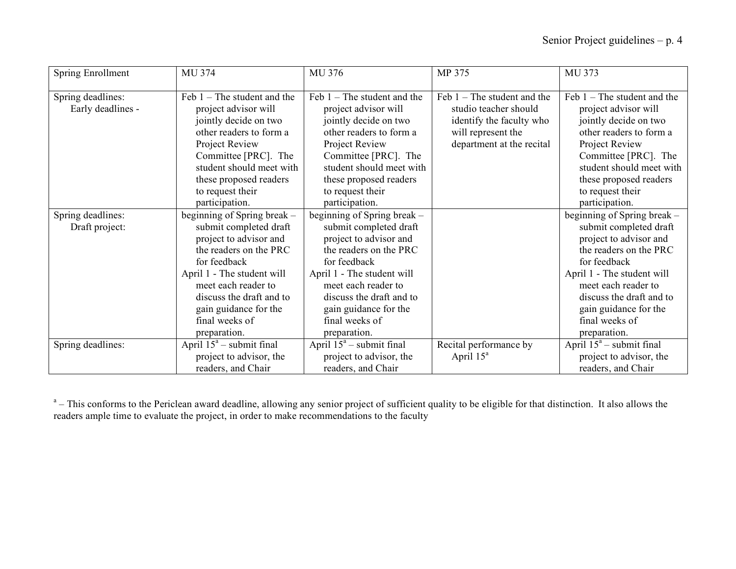| Spring Enrollment | MU 374 | MU 376 | MP 375 | MU 373 |
|---|---|---|---|---|
| Spring deadlines: Early deadlines - | Feb 1 – The student and the project advisor will jointly decide on two other readers to form a Project Review Committee [PRC]. The student should meet with these proposed readers to request their participation. | Feb 1 – The student and the project advisor will jointly decide on two other readers to form a Project Review Committee [PRC]. The student should meet with these proposed readers to request their participation. | Feb 1 – The student and the studio teacher should identify the faculty who will represent the department at the recital | Feb 1 – The student and the project advisor will jointly decide on two other readers to form a Project Review Committee [PRC]. The student should meet with these proposed readers to request their participation. |
| Spring deadlines: Draft project: | beginning of Spring break – submit completed draft project to advisor and the readers on the PRC for feedback<br>April 1 - The student will meet each reader to discuss the draft and to gain guidance for the final weeks of preparation. | beginning of Spring break – submit completed draft project to advisor and the readers on the PRC for feedback<br>April 1 - The student will meet each reader to discuss the draft and to gain guidance for the final weeks of preparation. | | beginning of Spring break – submit completed draft project to advisor and the readers on the PRC for feedback<br>April 1 - The student will meet each reader to discuss the draft and to gain guidance for the final weeks of preparation. |
| Spring deadlines: | April 15[a] – submit final project to advisor, the readers, and Chair | April 15[a] – submit final project to advisor, the readers, and Chair | Recital performance by April 15[a] | April 15[a] – submit final project to advisor, the readers, and Chair |

[a] – This conforms to the Periclean award deadline, allowing any senior project of sufficient quality to be eligible for that distinction. It also allows the readers ample time to evaluate the project, in order to make recommendations to the faculty